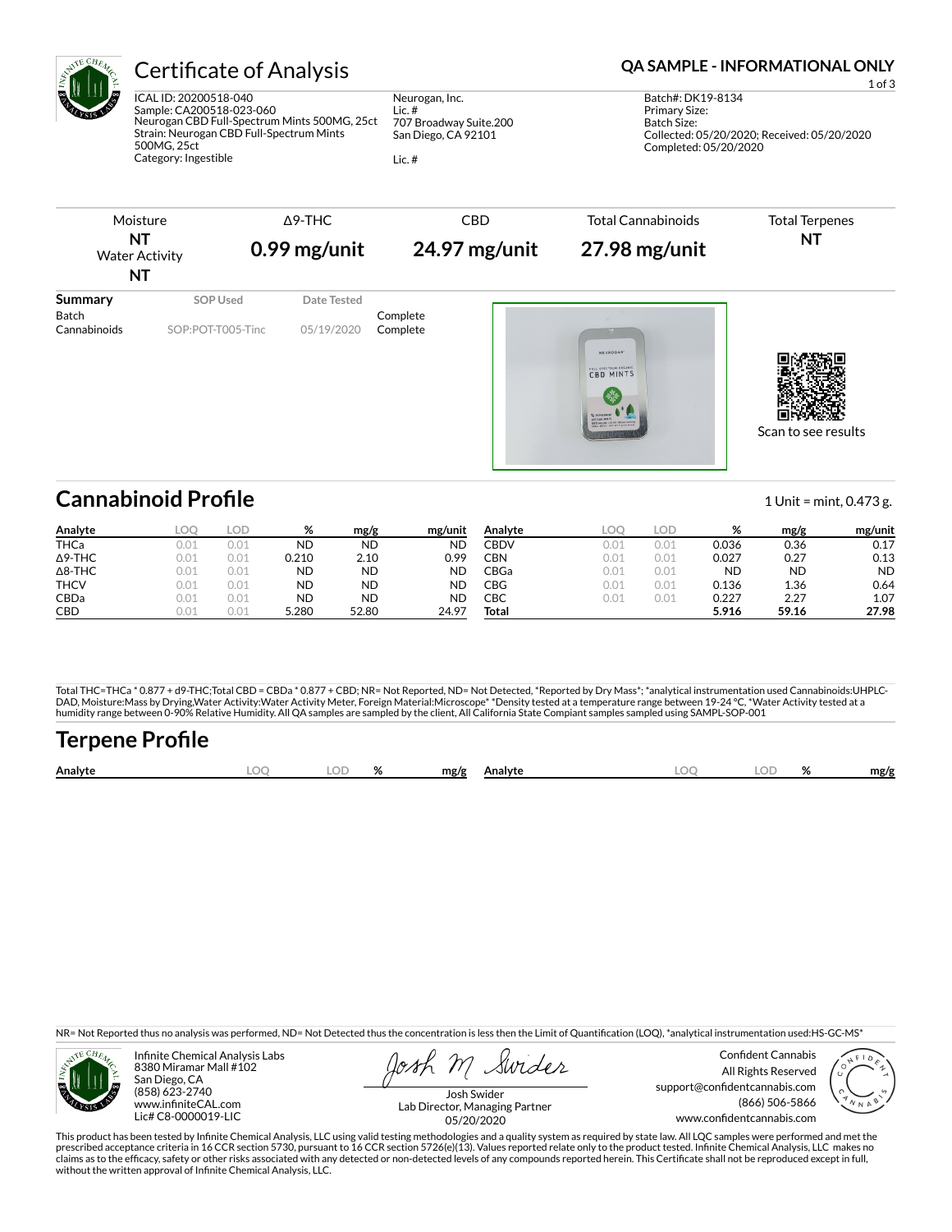# Certificate of Analysis

**QA SAMPLE - INFORMATIONAL ONLY**

ICAL ID: 20200518-040
Sample: CA200518-023-060
Neurogan CBD Full-Spectrum Mints 500MG, 25ct
Strain: Neurogan CBD Full-Spectrum Mints 500MG, 25ct
Category: Ingestible

Neurogan, Inc.
Lic. #
707 Broadway Suite.200
San Diego, CA 92101

Lic. #

Batch#: DK19-8134
Primary Size:
Batch Size:
Collected: 05/20/2020; Received: 05/20/2020
Completed: 05/20/2020

| Moisture | Δ9-THC | CBD | Total Cannabinoids | Total Terpenes |
|---|---|---|---|---|
| **NT** Water Activity **NT** | **0.99 mg/unit** | **24.97 mg/unit** | **27.98 mg/unit** | **NT** |

| Summary | SOP Used | Date Tested | |
|---|---|---|---|
| Batch | | | Complete |
| Cannabinoids | SOP:POT-T005-Tinc | 05/19/2020 | Complete |

Scan to see results

## Cannabinoid Profile

1 Unit = mint, 0.473 g.

| Analyte | LOQ | LOD | % | mg/g | mg/unit |
|---|---|---|---|---|---|
| THCa | 0.01 | 0.01 | ND | ND | ND |
| Δ9-THC | 0.01 | 0.01 | 0.210 | 2.10 | 0.99 |
| Δ8-THC | 0.01 | 0.01 | ND | ND | ND |
| THCV | 0.01 | 0.01 | ND | ND | ND |
| CBDa | 0.01 | 0.01 | ND | ND | ND |
| CBD | 0.01 | 0.01 | 5.280 | 52.80 | 24.97 |
| CBDV | 0.01 | 0.01 | 0.036 | 0.36 | 0.17 |
| CBN | 0.01 | 0.01 | 0.027 | 0.27 | 0.13 |
| CBGa | 0.01 | 0.01 | ND | ND | ND |
| CBG | 0.01 | 0.01 | 0.136 | 1.36 | 0.64 |
| CBC | 0.01 | 0.01 | 0.227 | 2.27 | 1.07 |
| **Total** | | | **5.916** | **59.16** | **27.98** |

Total THC=THCa * 0.877 + d9-THC;Total CBD = CBDa * 0.877 + CBD; NR= Not Reported, ND= Not Detected, *Reported by Dry Mass*; *analytical instrumentation used Cannabinoids:UHPLC-DAD, Moisture:Mass by Drying,Water Activity:Water Activity Meter, Foreign Material:Microscope* *Density tested at a temperature range between 19-24 °C, *Water Activity tested at a humidity range between 0-90% Relative Humidity. All QA samples are sampled by the client, All California State Compiant samples sampled using SAMPL-SOP-001

## Terpene Profile

| Analyte | LOQ | LOD | % | mg/g | Analyte | LOQ | LOD | % | mg/g |
|---|---|---|---|---|---|---|---|---|---|

NR= Not Reported thus no analysis was performed, ND= Not Detected thus the concentration is less then the Limit of Quantification (LOQ), *analytical instrumentation used:HS-GC-MS*

Infinite Chemical Analysis Labs
8380 Miramar Mall #102
San Diego, CA
(858) 623-2740
www.infiniteCAL.com
Lic# C8-0000019-LIC

Josh Swider
Lab Director, Managing Partner
05/20/2020

Confident Cannabis
All Rights Reserved
support@confidentcannabis.com
(866) 506-5866
www.confidentcannabis.com

This product has been tested by Infinite Chemical Analysis, LLC using valid testing methodologies and a quality system as required by state law. All LQC samples were performed and met the prescribed acceptance criteria in 16 CCR section 5730, pursuant to 16 CCR section 5726(e)(13). Values reported relate only to the product tested. Infinite Chemical Analysis, LLC makes no claims as to the efficacy, safety or other risks associated with any detected or non-detected levels of any compounds reported herein. This Certificate shall not be reproduced except in full, without the written approval of Infinite Chemical Analysis, LLC.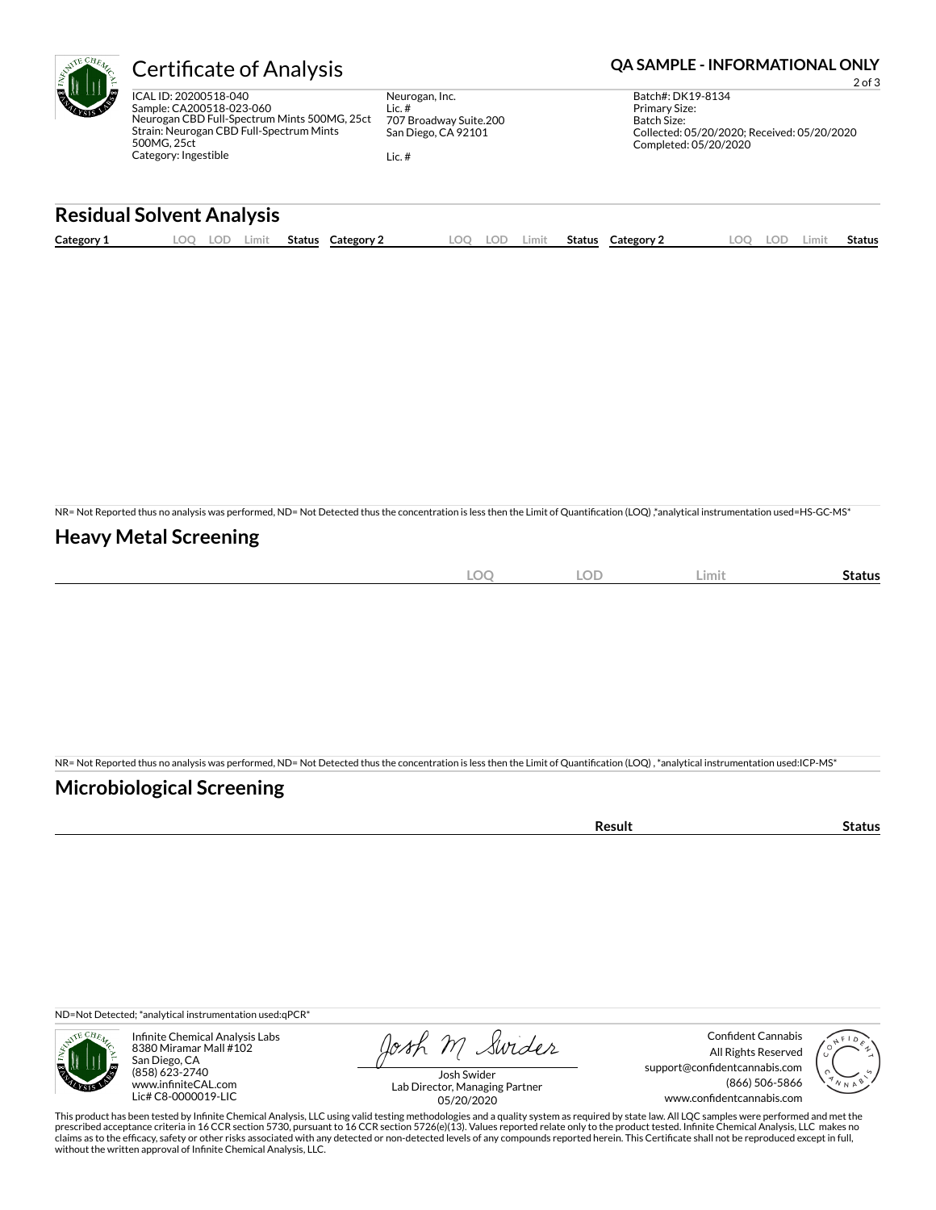# Certificate of Analysis

**QA SAMPLE - INFORMATIONAL ONLY**

ICAL ID: 20200518-040
Sample: CA200518-023-060
Neurogan CBD Full-Spectrum Mints 500MG, 25ct
Strain: Neurogan CBD Full-Spectrum Mints 500MG, 25ct
Category: Ingestible

Neurogan, Inc.
Lic. #
707 Broadway Suite.200
San Diego, CA 92101

Lic. #

Batch#: DK19-8134
Primary Size:
Batch Size:
Collected: 05/20/2020; Received: 05/20/2020
Completed: 05/20/2020

## Residual Solvent Analysis

| Category 1 | LOQ | LOD | Limit | Status | Category 2 | LOQ | LOD | Limit | Status | Category 2 | LOQ | LOD | Limit | Status |
|---|---|---|---|---|---|---|---|---|---|---|---|---|---|---|

NR= Not Reported thus no analysis was performed, ND= Not Detected thus the concentration is less then the Limit of Quantification (LOQ) ,*analytical instrumentation used=HS-GC-MS*

## Heavy Metal Screening

| | LOQ | LOD | Limit | Status |
|---|---|---|---|---|

NR= Not Reported thus no analysis was performed, ND= Not Detected thus the concentration is less then the Limit of Quantification (LOQ) , *analytical instrumentation used:ICP-MS*

## Microbiological Screening

| | Result | Status |
|---|---|---|

ND=Not Detected; *analytical instrumentation used:qPCR*

Infinite Chemical Analysis Labs
8380 Miramar Mall #102
San Diego, CA
(858) 623-2740
www.infiniteCAL.com
Lic# C8-0000019-LIC

Josh Swider
Lab Director, Managing Partner
05/20/2020

Confident Cannabis
All Rights Reserved
support@confidentcannabis.com
(866) 506-5866
www.confidentcannabis.com

This product has been tested by Infinite Chemical Analysis, LLC using valid testing methodologies and a quality system as required by state law. All LQC samples were performed and met the prescribed acceptance criteria in 16 CCR section 5730, pursuant to 16 CCR section 5726(e)(13). Values reported relate only to the product tested. Infinite Chemical Analysis, LLC makes no claims as to the efficacy, safety or other risks associated with any detected or non-detected levels of any compounds reported herein. This Certificate shall not be reproduced except in full, without the written approval of Infinite Chemical Analysis, LLC.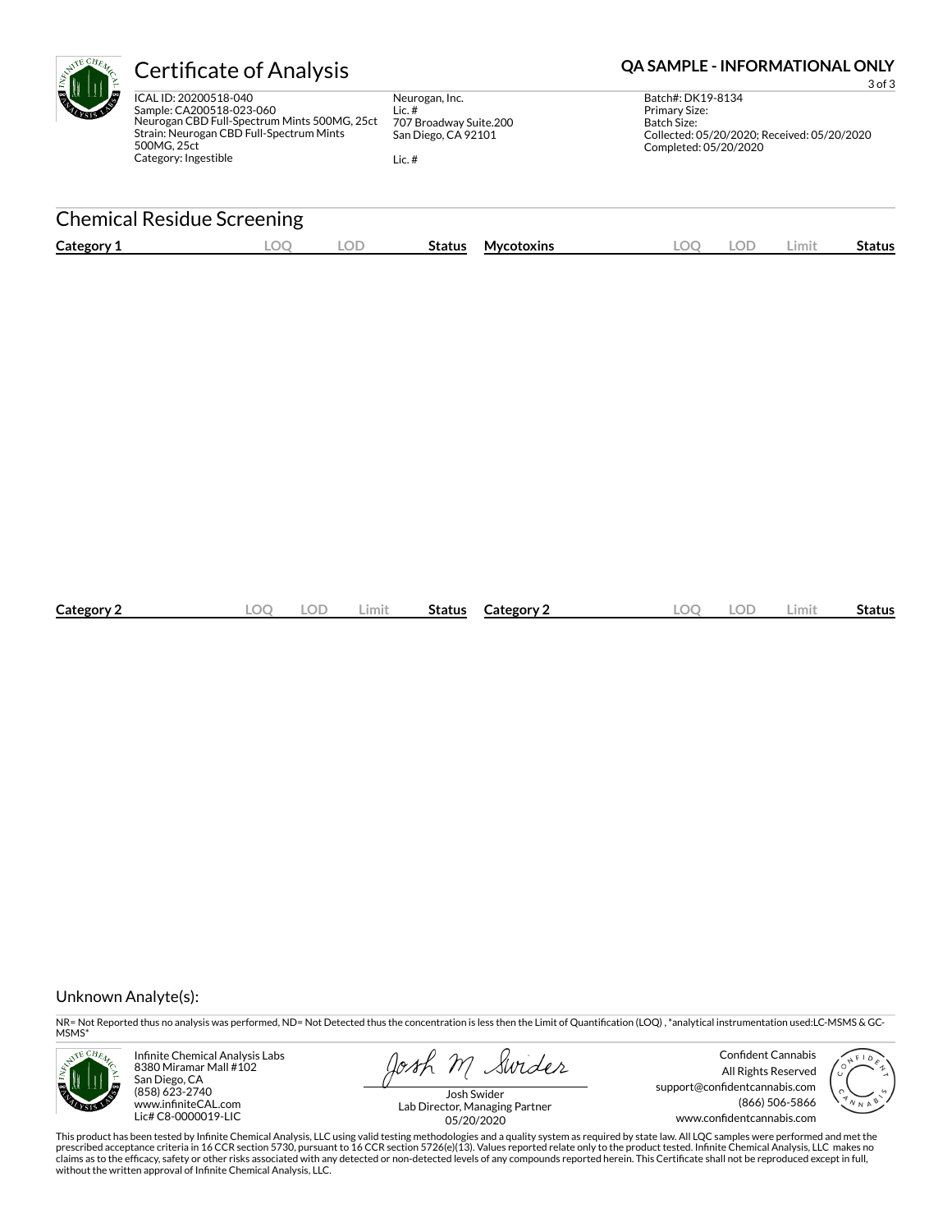# Certificate of Analysis

**QA SAMPLE - INFORMATIONAL ONLY**

ICAL ID: 20200518-040
Sample: CA200518-023-060
Neurogan CBD Full-Spectrum Mints 500MG, 25ct
Strain: Neurogan CBD Full-Spectrum Mints 500MG, 25ct
Category: Ingestible

Neurogan, Inc.
Lic. #
707 Broadway Suite.200
San Diego, CA 92101

Lic. #

Batch#: DK19-8134
Primary Size:
Batch Size:
Collected: 05/20/2020; Received: 05/20/2020
Completed: 05/20/2020

## Chemical Residue Screening

| Category 1 | LOQ | LOD | Status |
| --- | --- | --- | --- |

| Mycotoxins | LOQ | LOD | Limit | Status |
| --- | --- | --- | --- | --- |

| Category 2 | LOQ | LOD | Limit | Status |
| --- | --- | --- | --- | --- |

| Category 2 | LOQ | LOD | Limit | Status |
| --- | --- | --- | --- | --- |

Unknown Analyte(s):

NR= Not Reported thus no analysis was performed, ND= Not Detected thus the concentration is less then the Limit of Quantification (LOQ) , *analytical instrumentation used:LC-MSMS & GC-MSMS*

Infinite Chemical Analysis Labs
8380 Miramar Mall #102
San Diego, CA
(858) 623-2740
www.infiniteCAL.com
Lic# C8-0000019-LIC

Josh Swider
Lab Director, Managing Partner
05/20/2020

Confident Cannabis
All Rights Reserved
support@confidentcannabis.com
(866) 506-5866
www.confidentcannabis.com

This product has been tested by Infinite Chemical Analysis, LLC using valid testing methodologies and a quality system as required by state law. All LQC samples were performed and met the prescribed acceptance criteria in 16 CCR section 5730, pursuant to 16 CCR section 5726(e)(13). Values reported relate only to the product tested. Infinite Chemical Analysis, LLC makes no claims as to the efficacy, safety or other risks associated with any detected or non-detected levels of any compounds reported herein. This Certificate shall not be reproduced except in full, without the written approval of Infinite Chemical Analysis, LLC.